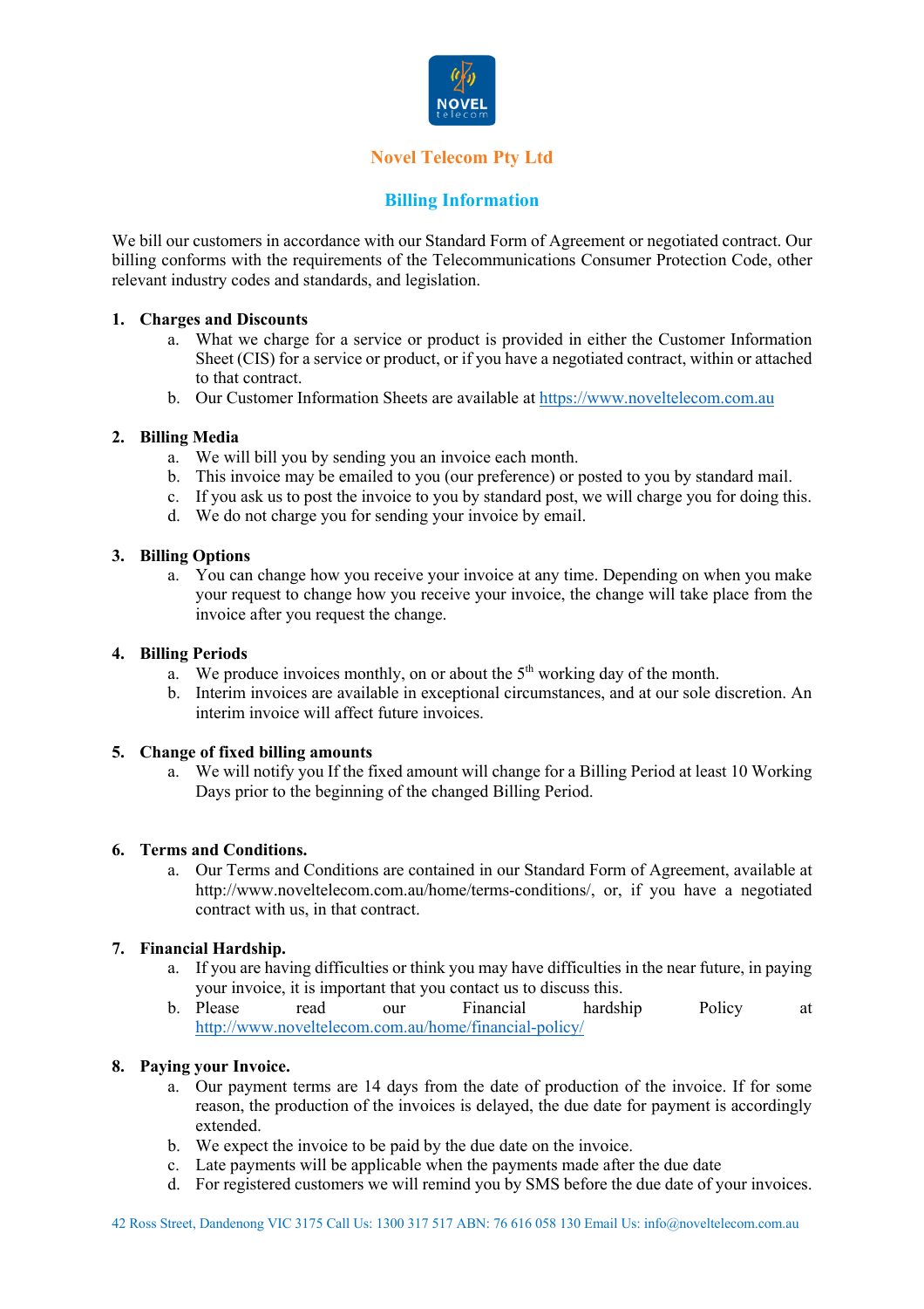# Novel Telecom Pty Ltd

## Billing Information

We bill our customers in accordance with our Standard Form of Agreement or negotiated contract. Our billing conforms with the requirements of the Telecommunications Consumer Protection Code, other relevant industry codes and standards, and legislation.

**1. Charges and Discounts**

a. What we charge for a service or product is provided in either the Customer Information Sheet (CIS) for a service or product, or if you have a negotiated contract, within or attached to that contract.

b. Our Customer Information Sheets are available at https://www.noveltelecom.com.au

**2. Billing Media**

a. We will bill you by sending you an invoice each month.

b. This invoice may be emailed to you (our preference) or posted to you by standard mail.

c. If you ask us to post the invoice to you by standard post, we will charge you for doing this.

d. We do not charge you for sending your invoice by email.

**3. Billing Options**

a. You can change how you receive your invoice at any time. Depending on when you make your request to change how you receive your invoice, the change will take place from the invoice after you request the change.

**4. Billing Periods**

a. We produce invoices monthly, on or about the 5th working day of the month.

b. Interim invoices are available in exceptional circumstances, and at our sole discretion. An interim invoice will affect future invoices.

**5. Change of fixed billing amounts**

a. We will notify you If the fixed amount will change for a Billing Period at least 10 Working Days prior to the beginning of the changed Billing Period.

**6. Terms and Conditions.**

a. Our Terms and Conditions are contained in our Standard Form of Agreement, available at http://www.noveltelecom.com.au/home/terms-conditions/, or, if you have a negotiated contract with us, in that contract.

**7. Financial Hardship.**

a. If you are having difficulties or think you may have difficulties in the near future, in paying your invoice, it is important that you contact us to discuss this.

b. Please read our Financial hardship Policy at http://www.noveltelecom.com.au/home/financial-policy/

**8. Paying your Invoice.**

a. Our payment terms are 14 days from the date of production of the invoice. If for some reason, the production of the invoices is delayed, the due date for payment is accordingly extended.

b. We expect the invoice to be paid by the due date on the invoice.

c. Late payments will be applicable when the payments made after the due date

d. For registered customers we will remind you by SMS before the due date of your invoices.

42 Ross Street, Dandenong VIC 3175 Call Us: 1300 317 517 ABN: 76 616 058 130 Email Us: info@noveltelecom.com.au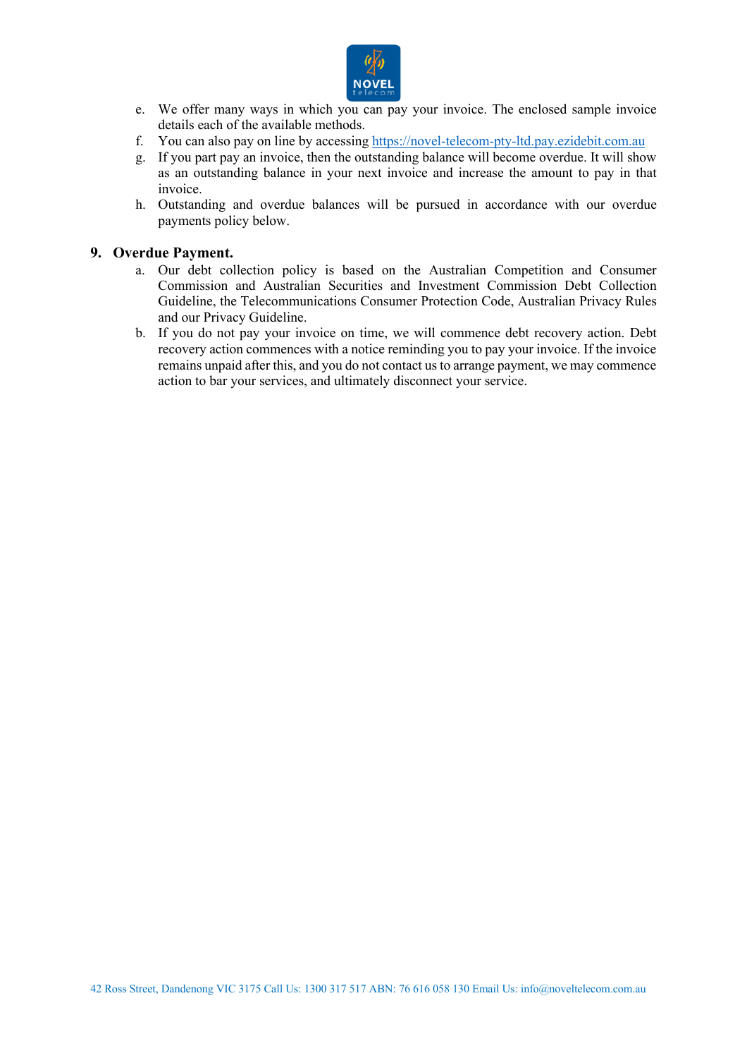e. We offer many ways in which you can pay your invoice. The enclosed sample invoice details each of the available methods.
f. You can also pay on line by accessing https://novel-telecom-pty-ltd.pay.ezidebit.com.au
g. If you part pay an invoice, then the outstanding balance will become overdue. It will show as an outstanding balance in your next invoice and increase the amount to pay in that invoice.
h. Outstanding and overdue balances will be pursued in accordance with our overdue payments policy below.

## 9. Overdue Payment.

a. Our debt collection policy is based on the Australian Competition and Consumer Commission and Australian Securities and Investment Commission Debt Collection Guideline, the Telecommunications Consumer Protection Code, Australian Privacy Rules and our Privacy Guideline.
b. If you do not pay your invoice on time, we will commence debt recovery action. Debt recovery action commences with a notice reminding you to pay your invoice. If the invoice remains unpaid after this, and you do not contact us to arrange payment, we may commence action to bar your services, and ultimately disconnect your service.